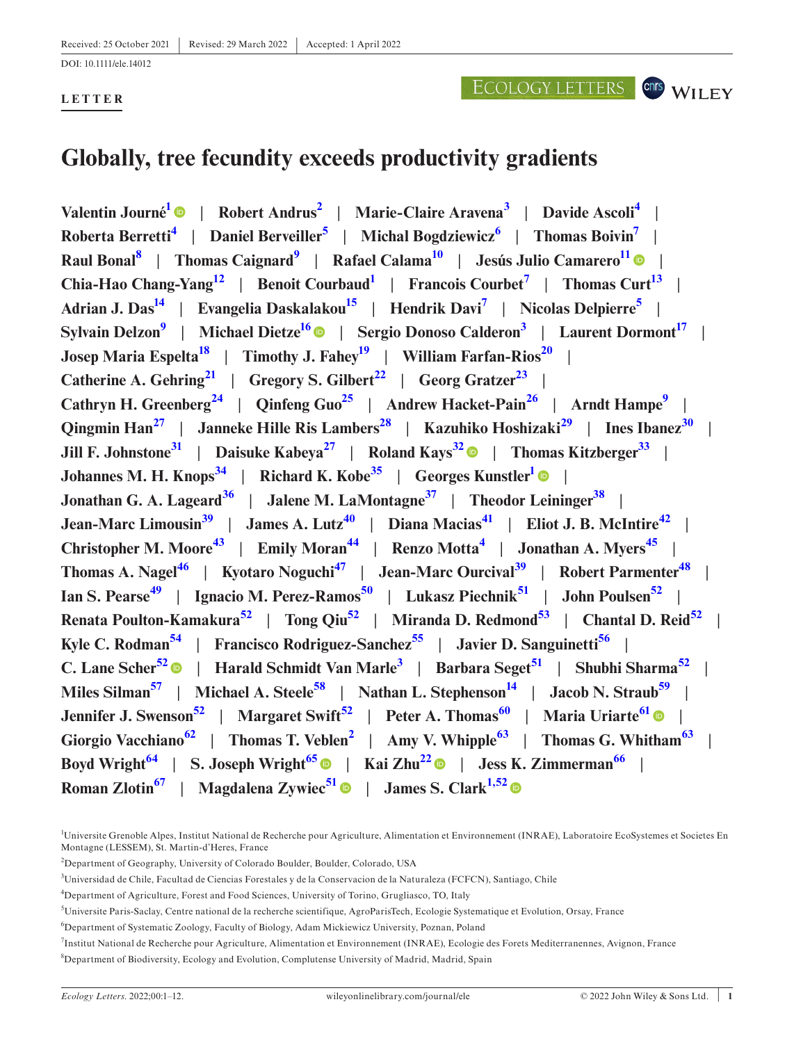Received: 25 October 2021 | Revised: 29 March 2022 | Accepted: 1 April 2022

DOI: 10.1111/ele.14012

**LETTER**

# Globally, tree fecundity exceeds productivity gradients

**Valentin Journé[1] | Robert Andrus[2] | Marie-Claire Aravena[3] | Davide Ascoli[4] | Roberta Berretti[4] | Daniel Berveiller[5] | Michal Bogdziewicz[6] | Thomas Boivin[7] | Raul Bonal[8] | Thomas Caignard[9] | Rafael Calama[10] | Jesús Julio Camarero[11] | Chia-Hao Chang-Yang[12] | Benoit Courbaud[1] | Francois Courbet[7] | Thomas Curt[13] | Adrian J. Das[14] | Evangelia Daskalakou[15] | Hendrik Davi[7] | Nicolas Delpierre[5] | Sylvain Delzon[9] | Michael Dietze[16] | Sergio Donoso Calderon[3] | Laurent Dormont[17] | Josep Maria Espelta[18] | Timothy J. Fahey[19] | William Farfan-Rios[20] | Catherine A. Gehring[21] | Gregory S. Gilbert[22] | Georg Gratzer[23] | Cathryn H. Greenberg[24] | Qinfeng Guo[25] | Andrew Hacket-Pain[26] | Arndt Hampe[9] | Qingmin Han[27] | Janneke Hille Ris Lambers[28] | Kazuhiko Hoshizaki[29] | Ines Ibanez[30] | Jill F. Johnstone[31] | Daisuke Kabeya[27] | Roland Kays[32] | Thomas Kitzberger[33] | Johannes M. H. Knops[34] | Richard K. Kobe[35] | Georges Kunstler[1] | Jonathan G. A. Lageard[36] | Jalene M. LaMontagne[37] | Theodor Leininger[38] | Jean-Marc Limousin[39] | James A. Lutz[40] | Diana Macias[41] | Eliot J. B. McIntire[42] | Christopher M. Moore[43] | Emily Moran[44] | Renzo Motta[4] | Jonathan A. Myers[45] | Thomas A. Nagel[46] | Kyotaro Noguchi[47] | Jean-Marc Ourcival[39] | Robert Parmenter[48] | Ian S. Pearse[49] | Ignacio M. Perez-Ramos[50] | Lukasz Piechnik[51] | John Poulsen[52] | Renata Poulton-Kamakura[52] | Tong Qiu[52] | Miranda D. Redmond[53] | Chantal D. Reid[52] | Kyle C. Rodman[54] | Francisco Rodriguez-Sanchez[55] | Javier D. Sanguinetti[56] | C. Lane Scher[52] | Harald Schmidt Van Marle[3] | Barbara Seget[51] | Shubhi Sharma[52] | Miles Silman[57] | Michael A. Steele[58] | Nathan L. Stephenson[14] | Jacob N. Straub[59] | Jennifer J. Swenson[52] | Margaret Swift[52] | Peter A. Thomas[60] | Maria Uriarte[61] | Giorgio Vacchiano[62] | Thomas T. Veblen[2] | Amy V. Whipple[63] | Thomas G. Whitham[63] | Boyd Wright[64] | S. Joseph Wright[65] | Kai Zhu[22] | Jess K. Zimmerman[66] | Roman Zlotin[67] | Magdalena Zywiec[51] | James S. Clark[1,52]**

[1]Universite Grenoble Alpes, Institut National de Recherche pour Agriculture, Alimentation et Environnement (INRAE), Laboratoire EcoSystemes et Societes En Montagne (LESSEM), St. Martin-d'Heres, France

[2]Department of Geography, University of Colorado Boulder, Boulder, Colorado, USA

[3]Universidad de Chile, Facultad de Ciencias Forestales y de la Conservacion de la Naturaleza (FCFCN), Santiago, Chile

[4]Department of Agriculture, Forest and Food Sciences, University of Torino, Grugliasco, TO, Italy

[5]Universite Paris-Saclay, Centre national de la recherche scientifique, AgroParisTech, Ecologie Systematique et Evolution, Orsay, France

[6]Department of Systematic Zoology, Faculty of Biology, Adam Mickiewicz University, Poznan, Poland

[7]Institut National de Recherche pour Agriculture, Alimentation et Environnement (INRAE), Ecologie des Forets Mediterranennes, Avignon, France

[8]Department of Biodiversity, Ecology and Evolution, Complutense University of Madrid, Madrid, Spain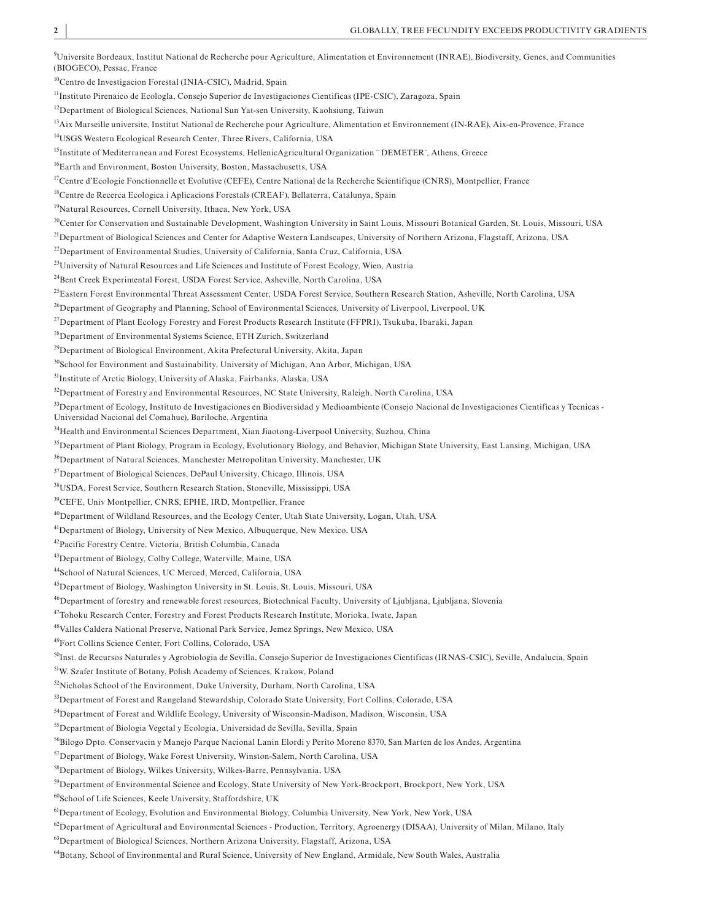[9]Universite Bordeaux, Institut National de Recherche pour Agriculture, Alimentation et Environnement (INRAE), Biodiversity, Genes, and Communities (BIOGECO), Pessac, France

[10]Centro de Investigacion Forestal (INIA-CSIC), Madrid, Spain

[11]Instituto Pirenaico de Ecologla, Consejo Superior de Investigaciones Cientificas (IPE-CSIC), Zaragoza, Spain

[12]Department of Biological Sciences, National Sun Yat-sen University, Kaohsiung, Taiwan

[13]Aix Marseille universite, Institut National de Recherche pour Agriculture, Alimentation et Environnement (IN-RAE), Aix-en-Provence, France

[14]USGS Western Ecological Research Center, Three Rivers, California, USA

[15]Institute of Mediterranean and Forest Ecosystems, HellenicAgricultural Organization ¨ DEMETER¨, Athens, Greece

[16]Earth and Environment, Boston University, Boston, Massachusetts, USA

[17]Centre d'Ecologie Fonctionnelle et Evolutive (CEFE), Centre National de la Recherche Scientifique (CNRS), Montpellier, France

[18]Centre de Recerca Ecologica i Aplicacions Forestals (CREAF), Bellaterra, Catalunya, Spain

[19]Natural Resources, Cornell University, Ithaca, New York, USA

[20]Center for Conservation and Sustainable Development, Washington University in Saint Louis, Missouri Botanical Garden, St. Louis, Missouri, USA

[21]Department of Biological Sciences and Center for Adaptive Western Landscapes, University of Northern Arizona, Flagstaff, Arizona, USA

[22]Department of Environmental Studies, University of California, Santa Cruz, California, USA

[23]University of Natural Resources and Life Sciences and Institute of Forest Ecology, Wien, Austria

[24]Bent Creek Experimental Forest, USDA Forest Service, Asheville, North Carolina, USA

[25]Eastern Forest Environmental Threat Assessment Center, USDA Forest Service, Southern Research Station, Asheville, North Carolina, USA

[26]Department of Geography and Planning, School of Environmental Sciences, University of Liverpool, Liverpool, UK

[27]Department of Plant Ecology Forestry and Forest Products Research Institute (FFPRI), Tsukuba, Ibaraki, Japan

[28]Department of Environmental Systems Science, ETH Zurich, Switzerland

[29]Department of Biological Environment, Akita Prefectural University, Akita, Japan

[30]School for Environment and Sustainability, University of Michigan, Ann Arbor, Michigan, USA

[31]Institute of Arctic Biology, University of Alaska, Fairbanks, Alaska, USA

[32]Department of Forestry and Environmental Resources, NC State University, Raleigh, North Carolina, USA

[33]Department of Ecology, Instituto de Investigaciones en Biodiversidad y Medioambiente (Consejo Nacional de Investigaciones Cientificas y Tecnicas - Universidad Nacional del Comahue), Bariloche, Argentina

[34]Health and Environmental Sciences Department, Xian Jiaotong-Liverpool University, Suzhou, China

[35]Department of Plant Biology, Program in Ecology, Evolutionary Biology, and Behavior, Michigan State University, East Lansing, Michigan, USA

[36]Department of Natural Sciences, Manchester Metropolitan University, Manchester, UK

[37]Department of Biological Sciences, DePaul University, Chicago, Illinois, USA

[38]USDA, Forest Service, Southern Research Station, Stoneville, Mississippi, USA

[39]CEFE, Univ Montpellier, CNRS, EPHE, IRD, Montpellier, France

[40]Department of Wildland Resources, and the Ecology Center, Utah State University, Logan, Utah, USA

[41]Department of Biology, University of New Mexico, Albuquerque, New Mexico, USA

[42]Pacific Forestry Centre, Victoria, British Columbia, Canada

[43]Department of Biology, Colby College, Waterville, Maine, USA

[44]School of Natural Sciences, UC Merced, Merced, California, USA

[45]Department of Biology, Washington University in St. Louis, St. Louis, Missouri, USA

[46]Department of forestry and renewable forest resources, Biotechnical Faculty, University of Ljubljana, Ljubljana, Slovenia

[47]Tohoku Research Center, Forestry and Forest Products Research Institute, Morioka, Iwate, Japan

[48]Valles Caldera National Preserve, National Park Service, Jemez Springs, New Mexico, USA

[49]Fort Collins Science Center, Fort Collins, Colorado, USA

[50]Inst. de Recursos Naturales y Agrobiologia de Sevilla, Consejo Superior de Investigaciones Cientificas (IRNAS-CSIC), Seville, Andalucia, Spain

[51]W. Szafer Institute of Botany, Polish Academy of Sciences, Krakow, Poland

[52]Nicholas School of the Environment, Duke University, Durham, North Carolina, USA

[53]Department of Forest and Rangeland Stewardship, Colorado State University, Fort Collins, Colorado, USA

[54]Department of Forest and Wildlife Ecology, University of Wisconsin-Madison, Madison, Wisconsin, USA

[55]Department of Biologia Vegetal y Ecologia, Universidad de Sevilla, Sevilla, Spain

[56]Bilogo Dpto. Conservacin y Manejo Parque Nacional Lanin Elordi y Perito Moreno 8370, San Marten de los Andes, Argentina

[57]Department of Biology, Wake Forest University, Winston-Salem, North Carolina, USA

[58]Department of Biology, Wilkes University, Wilkes-Barre, Pennsylvania, USA

[59]Department of Environmental Science and Ecology, State University of New York-Brockport, Brockport, New York, USA

[60]School of Life Sciences, Keele University, Staffordshire, UK

[61]Department of Ecology, Evolution and Environmental Biology, Columbia University, New York, New York, USA

[62]Department of Agricultural and Environmental Sciences - Production, Territory, Agroenergy (DISAA), University of Milan, Milano, Italy

[63]Department of Biological Sciences, Northern Arizona University, Flagstaff, Arizona, USA

[64]Botany, School of Environmental and Rural Science, University of New England, Armidale, New South Wales, Australia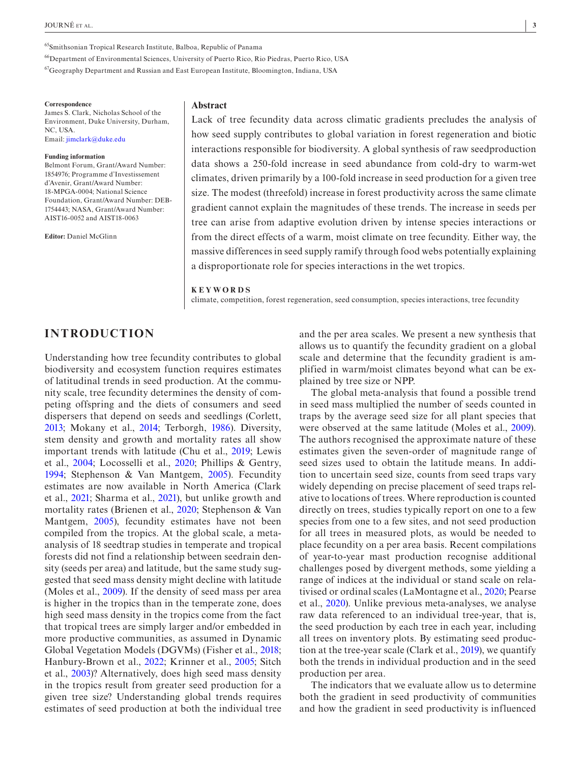[65]Smithsonian Tropical Research Institute, Balboa, Republic of Panama

[66]Department of Environmental Sciences, University of Puerto Rico, Rio Piedras, Puerto Rico, USA

[67]Geography Department and Russian and East European Institute, Bloomington, Indiana, USA

**Correspondence**
James S. Clark, Nicholas School of the Environment, Duke University, Durham, NC, USA.
Email: jimclark@duke.edu

**Funding information**
Belmont Forum, Grant/Award Number: 1854976; Programme d'Investissement d'Avenir, Grant/Award Number: 18-MPGA-0004; National Science Foundation, Grant/Award Number: DEB-1754443; NASA, Grant/Award Number: AIST16-0052 and AIST18-0063

**Editor:** Daniel McGlinn

## Abstract

Lack of tree fecundity data across climatic gradients precludes the analysis of how seed supply contributes to global variation in forest regeneration and biotic interactions responsible for biodiversity. A global synthesis of raw seedproduction data shows a 250-fold increase in seed abundance from cold-dry to warm-wet climates, driven primarily by a 100-fold increase in seed production for a given tree size. The modest (threefold) increase in forest productivity across the same climate gradient cannot explain the magnitudes of these trends. The increase in seeds per tree can arise from adaptive evolution driven by intense species interactions or from the direct effects of a warm, moist climate on tree fecundity. Either way, the massive differences in seed supply ramify through food webs potentially explaining a disproportionate role for species interactions in the wet tropics.

**KEYWORDS**

climate, competition, forest regeneration, seed consumption, species interactions, tree fecundity

## INTRODUCTION

Understanding how tree fecundity contributes to global biodiversity and ecosystem function requires estimates of latitudinal trends in seed production. At the community scale, tree fecundity determines the density of competing offspring and the diets of consumers and seed dispersers that depend on seeds and seedlings (Corlett, 2013; Mokany et al., 2014; Terborgh, 1986). Diversity, stem density and growth and mortality rates all show important trends with latitude (Chu et al., 2019; Lewis et al., 2004; Locosselli et al., 2020; Phillips & Gentry, 1994; Stephenson & Van Mantgem, 2005). Fecundity estimates are now available in North America (Clark et al., 2021; Sharma et al., 2021), but unlike growth and mortality rates (Brienen et al., 2020; Stephenson & Van Mantgem, 2005), fecundity estimates have not been compiled from the tropics. At the global scale, a meta-analysis of 18 seedtrap studies in temperate and tropical forests did not find a relationship between seedrain density (seeds per area) and latitude, but the same study suggested that seed mass density might decline with latitude (Moles et al., 2009). If the density of seed mass per area is higher in the tropics than in the temperate zone, does high seed mass density in the tropics come from the fact that tropical trees are simply larger and/or embedded in more productive communities, as assumed in Dynamic Global Vegetation Models (DGVMs) (Fisher et al., 2018; Hanbury-Brown et al., 2022; Krinner et al., 2005; Sitch et al., 2003)? Alternatively, does high seed mass density in the tropics result from greater seed production for a given tree size? Understanding global trends requires estimates of seed production at both the individual tree and the per area scales. We present a new synthesis that allows us to quantify the fecundity gradient on a global scale and determine that the fecundity gradient is amplified in warm/moist climates beyond what can be explained by tree size or NPP.

The global meta-analysis that found a possible trend in seed mass multiplied the number of seeds counted in traps by the average seed size for all plant species that were observed at the same latitude (Moles et al., 2009). The authors recognised the approximate nature of these estimates given the seven-order of magnitude range of seed sizes used to obtain the latitude means. In addition to uncertain seed size, counts from seed traps vary widely depending on precise placement of seed traps relative to locations of trees. Where reproduction is counted directly on trees, studies typically report on one to a few species from one to a few sites, and not seed production for all trees in measured plots, as would be needed to place fecundity on a per area basis. Recent compilations of year-to-year mast production recognise additional challenges posed by divergent methods, some yielding a range of indices at the individual or stand scale on relativised or ordinal scales (LaMontagne et al., 2020; Pearse et al., 2020). Unlike previous meta-analyses, we analyse raw data referenced to an individual tree-year, that is, the seed production by each tree in each year, including all trees on inventory plots. By estimating seed production at the tree-year scale (Clark et al., 2019), we quantify both the trends in individual production and in the seed production per area.

The indicators that we evaluate allow us to determine both the gradient in seed productivity of communities and how the gradient in seed productivity is influenced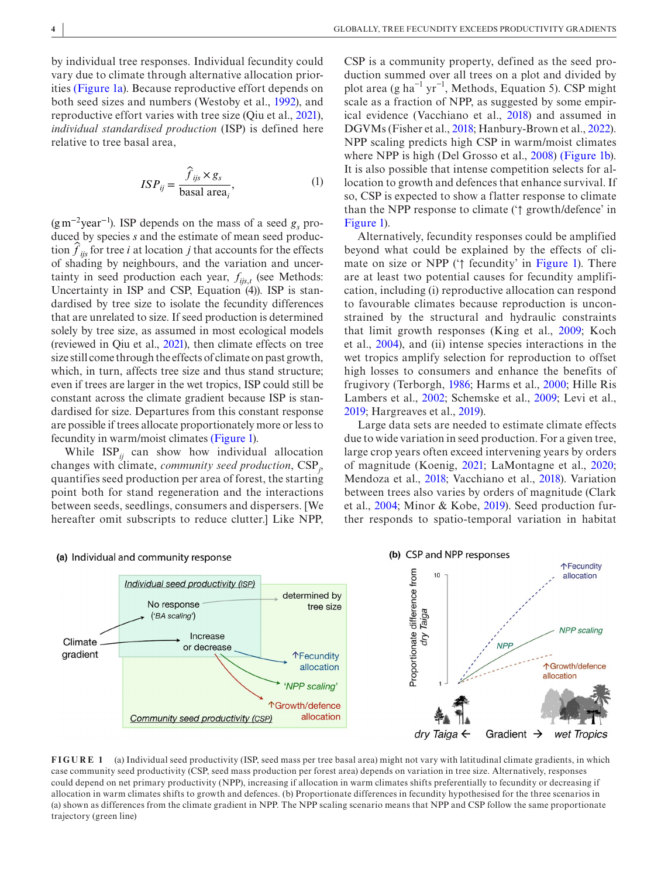by individual tree responses. Individual fecundity could vary due to climate through alternative allocation priorities (Figure 1a). Because reproductive effort depends on both seed sizes and numbers (Westoby et al., 1992), and reproductive effort varies with tree size (Qiu et al., 2021), *individual standardised production* (ISP) is defined here relative to tree basal area,

$$ISP_{ij} = \frac{\hat{f}_{ijs} \times g_s}{\text{basal area}_i}, \tag{1}$$

($\text{g m}^{-2}\text{year}^{-1}$). ISP depends on the mass of a seed $g_s$ produced by species $s$ and the estimate of mean seed production $\hat{f}_{ijs}$ for tree $i$ at location $j$ that accounts for the effects of shading by neighbours, and the variation and uncertainty in seed production each year, $f_{ijs,t}$ (see Methods: Uncertainty in ISP and CSP, Equation (4)). ISP is standardised by tree size to isolate the fecundity differences that are unrelated to size. If seed production is determined solely by tree size, as assumed in most ecological models (reviewed in Qiu et al., 2021), then climate effects on tree size still come through the effects of climate on past growth, which, in turn, affects tree size and thus stand structure; even if trees are larger in the wet tropics, ISP could still be constant across the climate gradient because ISP is standardised for size. Departures from this constant response are possible if trees allocate proportionately more or less to fecundity in warm/moist climates (Figure 1).

While $ISP_{ij}$ can show how individual allocation changes with climate, *community seed production*, $CSP_j$, quantifies seed production per area of forest, the starting point both for stand regeneration and the interactions between seeds, seedlings, consumers and dispersers. [We hereafter omit subscripts to reduce clutter.] Like NPP, CSP is a community property, defined as the seed production summed over all trees on a plot and divided by plot area ($\text{g ha}^{-1}\text{ yr}^{-1}$, Methods, Equation 5). CSP might scale as a fraction of NPP, as suggested by some empirical evidence (Vacchiano et al., 2018) and assumed in DGVMs (Fisher et al., 2018; Hanbury-Brown et al., 2022). NPP scaling predicts high CSP in warm/moist climates where NPP is high (Del Grosso et al., 2008) (Figure 1b). It is also possible that intense competition selects for allocation to growth and defences that enhance survival. If so, CSP is expected to show a flatter response to climate than the NPP response to climate ('↑ growth/defence' in Figure 1).

Alternatively, fecundity responses could be amplified beyond what could be explained by the effects of climate on size or NPP ('↑ fecundity' in Figure 1). There are at least two potential causes for fecundity amplification, including (i) reproductive allocation can respond to favourable climates because reproduction is unconstrained by the structural and hydraulic constraints that limit growth responses (King et al., 2009; Koch et al., 2004), and (ii) intense species interactions in the wet tropics amplify selection for reproduction to offset high losses to consumers and enhance the benefits of frugivory (Terborgh, 1986; Harms et al., 2000; Hille Ris Lambers et al., 2002; Schemske et al., 2009; Levi et al., 2019; Hargreaves et al., 2019).

Large data sets are needed to estimate climate effects due to wide variation in seed production. For a given tree, large crop years often exceed intervening years by orders of magnitude (Koenig, 2021; LaMontagne et al., 2020; Mendoza et al., 2018; Vacchiano et al., 2018). Variation between trees also varies by orders of magnitude (Clark et al., 2004; Minor & Kobe, 2019). Seed production further responds to spatio-temporal variation in habitat

**FIGURE 1** (a) Individual seed productivity (ISP, seed mass per tree basal area) might not vary with latitudinal climate gradients, in which case community seed productivity (CSP, seed mass production per forest area) depends on variation in tree size. Alternatively, responses could depend on net primary productivity (NPP), increasing if allocation in warm climates shifts preferentially to fecundity or decreasing if allocation in warm climates shifts to growth and defences. (b) Proportionate differences in fecundity hypothesised for the three scenarios in (a) shown as differences from the climate gradient in NPP. The NPP scaling scenario means that NPP and CSP follow the same proportionate trajectory (green line)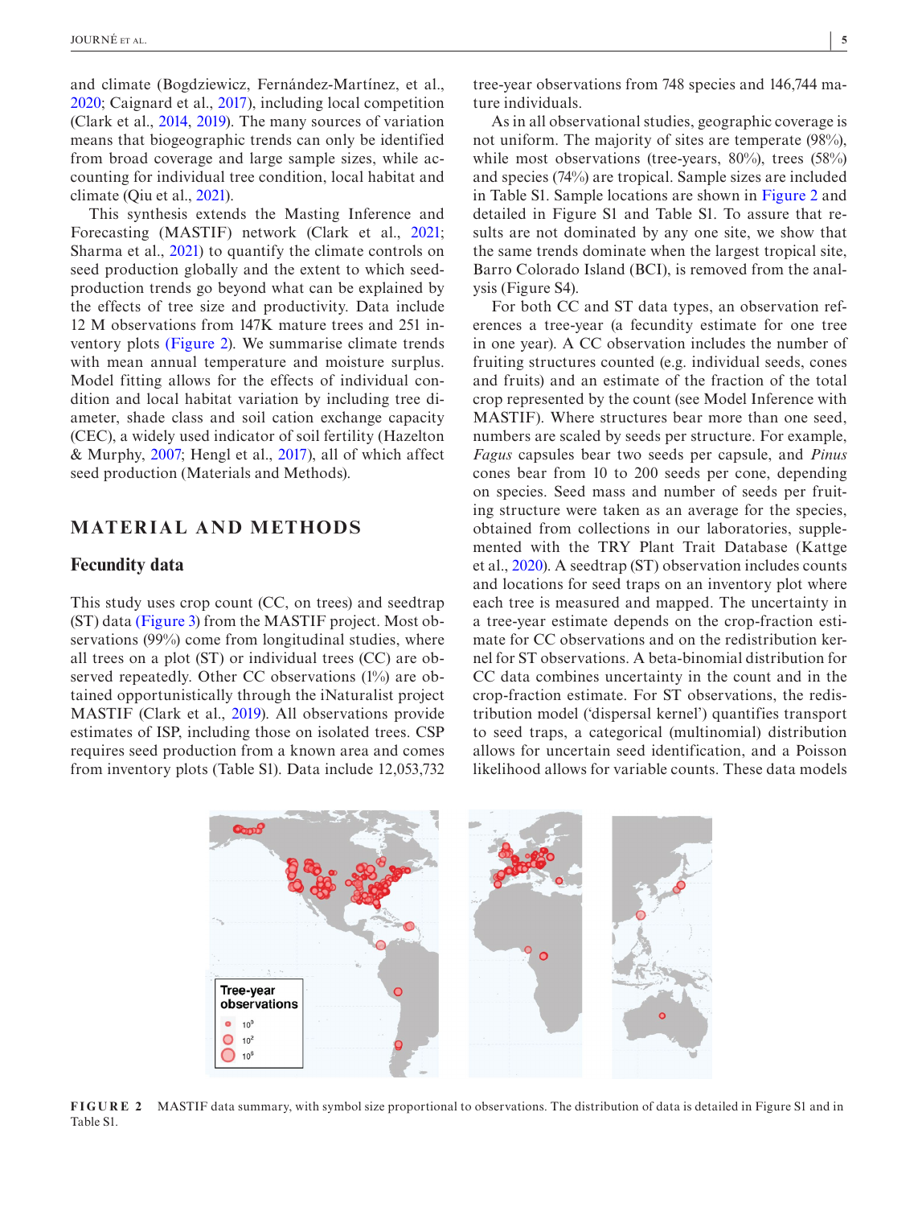and climate (Bogdziewicz, Fernández-Martínez, et al., 2020; Caignard et al., 2017), including local competition (Clark et al., 2014, 2019). The many sources of variation means that biogeographic trends can only be identified from broad coverage and large sample sizes, while accounting for individual tree condition, local habitat and climate (Qiu et al., 2021).

This synthesis extends the Masting Inference and Forecasting (MASTIF) network (Clark et al., 2021; Sharma et al., 2021) to quantify the climate controls on seed production globally and the extent to which seed-production trends go beyond what can be explained by the effects of tree size and productivity. Data include 12 M observations from 147K mature trees and 251 inventory plots (Figure 2). We summarise climate trends with mean annual temperature and moisture surplus. Model fitting allows for the effects of individual condition and local habitat variation by including tree diameter, shade class and soil cation exchange capacity (CEC), a widely used indicator of soil fertility (Hazelton & Murphy, 2007; Hengl et al., 2017), all of which affect seed production (Materials and Methods).

## MATERIAL AND METHODS

### Fecundity data

This study uses crop count (CC, on trees) and seedtrap (ST) data (Figure 3) from the MASTIF project. Most observations (99%) come from longitudinal studies, where all trees on a plot (ST) or individual trees (CC) are observed repeatedly. Other CC observations (1%) are obtained opportunistically through the iNaturalist project MASTIF (Clark et al., 2019). All observations provide estimates of ISP, including those on isolated trees. CSP requires seed production from a known area and comes from inventory plots (Table S1). Data include 12,053,732 tree-year observations from 748 species and 146,744 mature individuals.

As in all observational studies, geographic coverage is not uniform. The majority of sites are temperate (98%), while most observations (tree-years, 80%), trees (58%) and species (74%) are tropical. Sample sizes are included in Table S1. Sample locations are shown in Figure 2 and detailed in Figure S1 and Table S1. To assure that results are not dominated by any one site, we show that the same trends dominate when the largest tropical site, Barro Colorado Island (BCI), is removed from the analysis (Figure S4).

For both CC and ST data types, an observation references a tree-year (a fecundity estimate for one tree in one year). A CC observation includes the number of fruiting structures counted (e.g. individual seeds, cones and fruits) and an estimate of the fraction of the total crop represented by the count (see Model Inference with MASTIF). Where structures bear more than one seed, numbers are scaled by seeds per structure. For example, *Fagus* capsules bear two seeds per capsule, and *Pinus* cones bear from 10 to 200 seeds per cone, depending on species. Seed mass and number of seeds per fruiting structure were taken as an average for the species, obtained from collections in our laboratories, supplemented with the TRY Plant Trait Database (Kattge et al., 2020). A seedtrap (ST) observation includes counts and locations for seed traps on an inventory plot where each tree is measured and mapped. The uncertainty in a tree-year estimate depends on the crop-fraction estimate for CC observations and on the redistribution kernel for ST observations. A beta-binomial distribution for CC data combines uncertainty in the count and in the crop-fraction estimate. For ST observations, the redistribution model ('dispersal kernel') quantifies transport to seed traps, a categorical (multinomial) distribution allows for uncertain seed identification, and a Poisson likelihood allows for variable counts. These data models

**FIGURE 2** MASTIF data summary, with symbol size proportional to observations. The distribution of data is detailed in Figure S1 and in Table S1.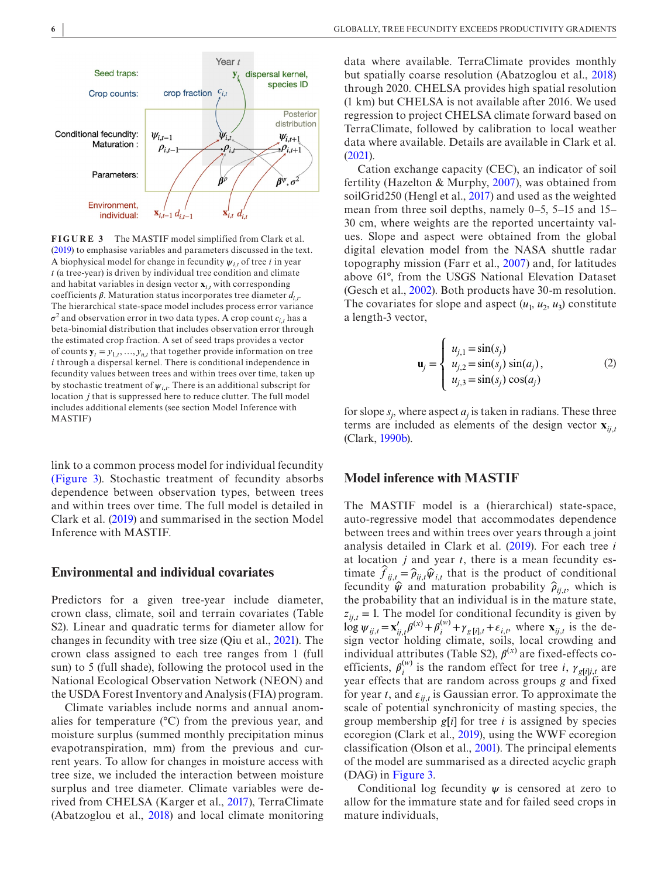FIGURE 3 The MASTIF model simplified from Clark et al. (2019) to emphasise variables and parameters discussed in the text. A biophysical model for change in fecundity $\psi_{i,t}$ of tree $i$ in year $t$ (a tree-year) is driven by individual tree condition and climate and habitat variables in design vector $\mathbf{x}_{i,t}$ with corresponding coefficients $\beta$. Maturation status incorporates tree diameter $d_{i,t}$. The hierarchical state-space model includes process error variance $\sigma^2$ and observation error in two data types. A crop count $c_{i,t}$ has a beta-binomial distribution that includes observation error through the estimated crop fraction. A set of seed traps provides a vector of counts $\mathbf{y}_t = y_{1,t}, \ldots, y_{n,t}$ that together provide information on tree $i$ through a dispersal kernel. There is conditional independence in fecundity values between trees and within trees over time, taken up by stochastic treatment of $\psi_{i,t}$. There is an additional subscript for location $j$ that is suppressed here to reduce clutter. The full model includes additional elements (see section Model Inference with MASTIF)

link to a common process model for individual fecundity (Figure 3). Stochastic treatment of fecundity absorbs dependence between observation types, between trees and within trees over time. The full model is detailed in Clark et al. (2019) and summarised in the section Model Inference with MASTIF.

## Environmental and individual covariates

Predictors for a given tree-year include diameter, crown class, climate, soil and terrain covariates (Table S2). Linear and quadratic terms for diameter allow for changes in fecundity with tree size (Qiu et al., 2021). The crown class assigned to each tree ranges from 1 (full sun) to 5 (full shade), following the protocol used in the National Ecological Observation Network (NEON) and the USDA Forest Inventory and Analysis (FIA) program.

Climate variables include norms and annual anomalies for temperature (°C) from the previous year, and moisture surplus (summed monthly precipitation minus evapotranspiration, mm) from the previous and current years. To allow for changes in moisture access with tree size, we included the interaction between moisture surplus and tree diameter. Climate variables were derived from CHELSA (Karger et al., 2017), TerraClimate (Abatzoglou et al., 2018) and local climate monitoring data where available. TerraClimate provides monthly but spatially coarse resolution (Abatzoglou et al., 2018) through 2020. CHELSA provides high spatial resolution (1 km) but CHELSA is not available after 2016. We used regression to project CHELSA climate forward based on TerraClimate, followed by calibration to local weather data where available. Details are available in Clark et al. (2021).

Cation exchange capacity (CEC), an indicator of soil fertility (Hazelton & Murphy, 2007), was obtained from soilGrid250 (Hengl et al., 2017) and used as the weighted mean from three soil depths, namely 0–5, 5–15 and 15–30 cm, where weights are the reported uncertainty values. Slope and aspect were obtained from the global digital elevation model from the NASA shuttle radar topography mission (Farr et al., 2007) and, for latitudes above 61°, from the USGS National Elevation Dataset (Gesch et al., 2002). Both products have 30-m resolution. The covariates for slope and aspect ($u_1$, $u_2$, $u_3$) constitute a length-3 vector,

$$\mathbf{u}_j = \begin{cases} u_{j,1} = \sin(s_j) \\ u_{j,2} = \sin(s_j)\sin(a_j), \\ u_{j,3} = \sin(s_j)\cos(a_j) \end{cases} \tag{2}$$

for slope $s_j$, where aspect $a_j$ is taken in radians. These three terms are included as elements of the design vector $\mathbf{x}_{ij,t}$ (Clark, 1990b).

## Model inference with MASTIF

The MASTIF model is a (hierarchical) state-space, auto-regressive model that accommodates dependence between trees and within trees over years through a joint analysis detailed in Clark et al. (2019). For each tree $i$ at location $j$ and year $t$, there is a mean fecundity estimate $\hat{f}_{ij,t} = \hat{\rho}_{ij,t}\hat{\psi}_{i,t}$ that is the product of conditional fecundity $\hat{\psi}$ and maturation probability $\hat{\rho}_{ij,t}$, which is the probability that an individual is in the mature state, $z_{ij,t} = 1$. The model for conditional fecundity is given by $\log \psi_{ij,t} = \mathbf{x}'_{ij,t}\beta^{(x)} + \beta^{(w)}_i + \gamma_{g[i],t} + \epsilon_{i,t}$, where $\mathbf{x}_{ij,t}$ is the design vector holding climate, soils, local crowding and individual attributes (Table S2), $\beta^{(x)}$ are fixed-effects coefficients, $\beta^{(w)}_i$ is the random effect for tree $i$, $\gamma_{g[i]t}$ are year effects that are random across groups $g$ and fixed for year $t$, and $\epsilon_{ij,t}$ is Gaussian error. To approximate the scale of potential synchronicity of masting species, the group membership $g[i]$ for tree $i$ is assigned by species ecoregion (Clark et al., 2019), using the WWF ecoregion classification (Olson et al., 2001). The principal elements of the model are summarised as a directed acyclic graph (DAG) in Figure 3.

Conditional log fecundity $\psi$ is censored at zero to allow for the immature state and for failed seed crops in mature individuals,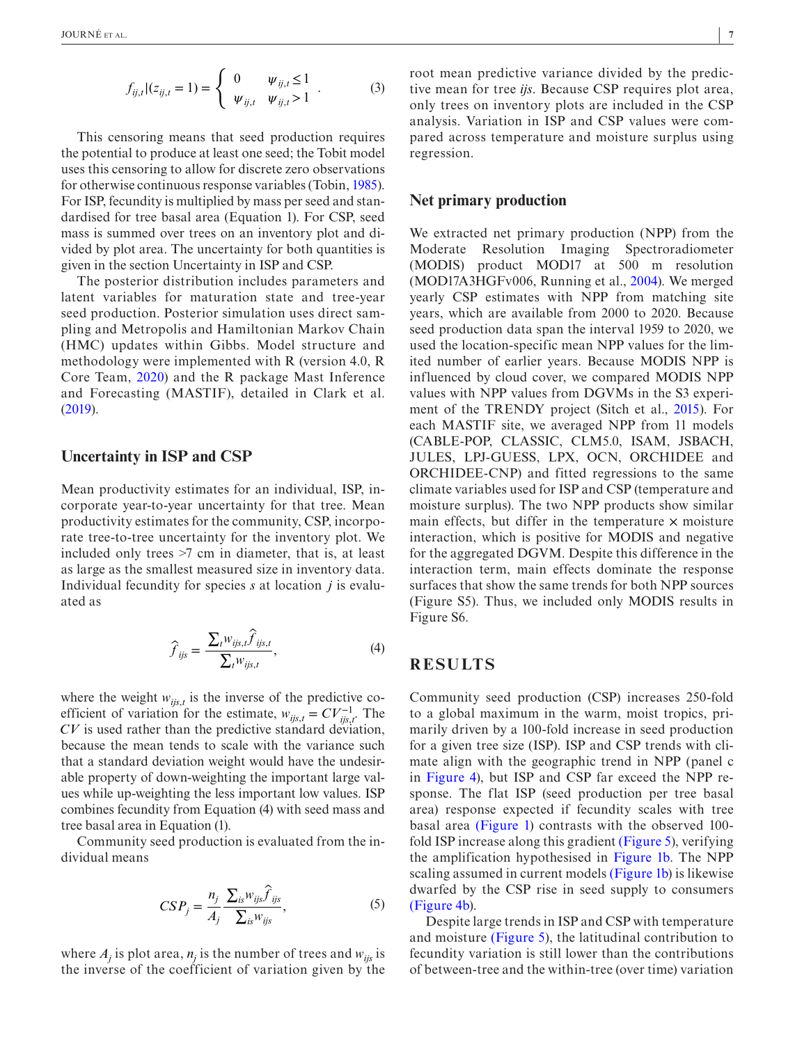$$f_{ij,t}|(z_{ij,t}=1) = \begin{cases} 0 & \psi_{ij,t} \le 1 \\ \psi_{ij,t} & \psi_{ij,t} > 1 \end{cases}. \quad (3)$$

This censoring means that seed production requires the potential to produce at least one seed; the Tobit model uses this censoring to allow for discrete zero observations for otherwise continuous response variables (Tobin, 1985). For ISP, fecundity is multiplied by mass per seed and standardised for tree basal area (Equation 1). For CSP, seed mass is summed over trees on an inventory plot and divided by plot area. The uncertainty for both quantities is given in the section Uncertainty in ISP and CSP.

The posterior distribution includes parameters and latent variables for maturation state and tree-year seed production. Posterior simulation uses direct sampling and Metropolis and Hamiltonian Markov Chain (HMC) updates within Gibbs. Model structure and methodology were implemented with R (version 4.0, R Core Team, 2020) and the R package Mast Inference and Forecasting (MASTIF), detailed in Clark et al. (2019).

## Uncertainty in ISP and CSP

Mean productivity estimates for an individual, ISP, incorporate year-to-year uncertainty for that tree. Mean productivity estimates for the community, CSP, incorporate tree-to-tree uncertainty for the inventory plot. We included only trees >7 cm in diameter, that is, at least as large as the smallest measured size in inventory data. Individual fecundity for species $s$ at location $j$ is evaluated as

$$\hat{f}_{ijs} = \frac{\sum_t w_{ijs,t} \hat{f}_{ijs,t}}{\sum_t w_{ijs,t}}, \quad (4)$$

where the weight $w_{ijs,t}$ is the inverse of the predictive coefficient of variation for the estimate, $w_{ijs,t} = CV_{ijs,t}^{-1}$. The $CV$ is used rather than the predictive standard deviation, because the mean tends to scale with the variance such that a standard deviation weight would have the undesirable property of down-weighting the important large values while up-weighting the less important low values. ISP combines fecundity from Equation (4) with seed mass and tree basal area in Equation (1).

Community seed production is evaluated from the individual means

$$CSP_j = \frac{n_j}{A_j} \frac{\sum_{is} w_{ijs} \hat{f}_{ijs}}{\sum_{is} w_{ijs}}, \quad (5)$$

where $A_j$ is plot area, $n_j$ is the number of trees and $w_{ijs}$ is the inverse of the coefficient of variation given by the root mean predictive variance divided by the predictive mean for tree *ijs*. Because CSP requires plot area, only trees on inventory plots are included in the CSP analysis. Variation in ISP and CSP values were compared across temperature and moisture surplus using regression.

## Net primary production

We extracted net primary production (NPP) from the Moderate Resolution Imaging Spectroradiometer (MODIS) product MOD17 at 500 m resolution (MOD17A3HGFv006, Running et al., 2004). We merged yearly CSP estimates with NPP from matching site years, which are available from 2000 to 2020. Because seed production data span the interval 1959 to 2020, we used the location-specific mean NPP values for the limited number of earlier years. Because MODIS NPP is influenced by cloud cover, we compared MODIS NPP values with NPP values from DGVMs in the S3 experiment of the TRENDY project (Sitch et al., 2015). For each MASTIF site, we averaged NPP from 11 models (CABLE-POP, CLASSIC, CLM5.0, ISAM, JSBACH, JULES, LPJ-GUESS, LPX, OCN, ORCHIDEE and ORCHIDEE-CNP) and fitted regressions to the same climate variables used for ISP and CSP (temperature and moisture surplus). The two NPP products show similar main effects, but differ in the temperature × moisture interaction, which is positive for MODIS and negative for the aggregated DGVM. Despite this difference in the interaction term, main effects dominate the response surfaces that show the same trends for both NPP sources (Figure S5). Thus, we included only MODIS results in Figure S6.

# RESULTS

Community seed production (CSP) increases 250-fold to a global maximum in the warm, moist tropics, primarily driven by a 100-fold increase in seed production for a given tree size (ISP). ISP and CSP trends with climate align with the geographic trend in NPP (panel c in Figure 4), but ISP and CSP far exceed the NPP response. The flat ISP (seed production per tree basal area) response expected if fecundity scales with tree basal area (Figure 1) contrasts with the observed 100-fold ISP increase along this gradient (Figure 5), verifying the amplification hypothesised in Figure 1b. The NPP scaling assumed in current models (Figure 1b) is likewise dwarfed by the CSP rise in seed supply to consumers (Figure 4b).

Despite large trends in ISP and CSP with temperature and moisture (Figure 5), the latitudinal contribution to fecundity variation is still lower than the contributions of between-tree and the within-tree (over time) variation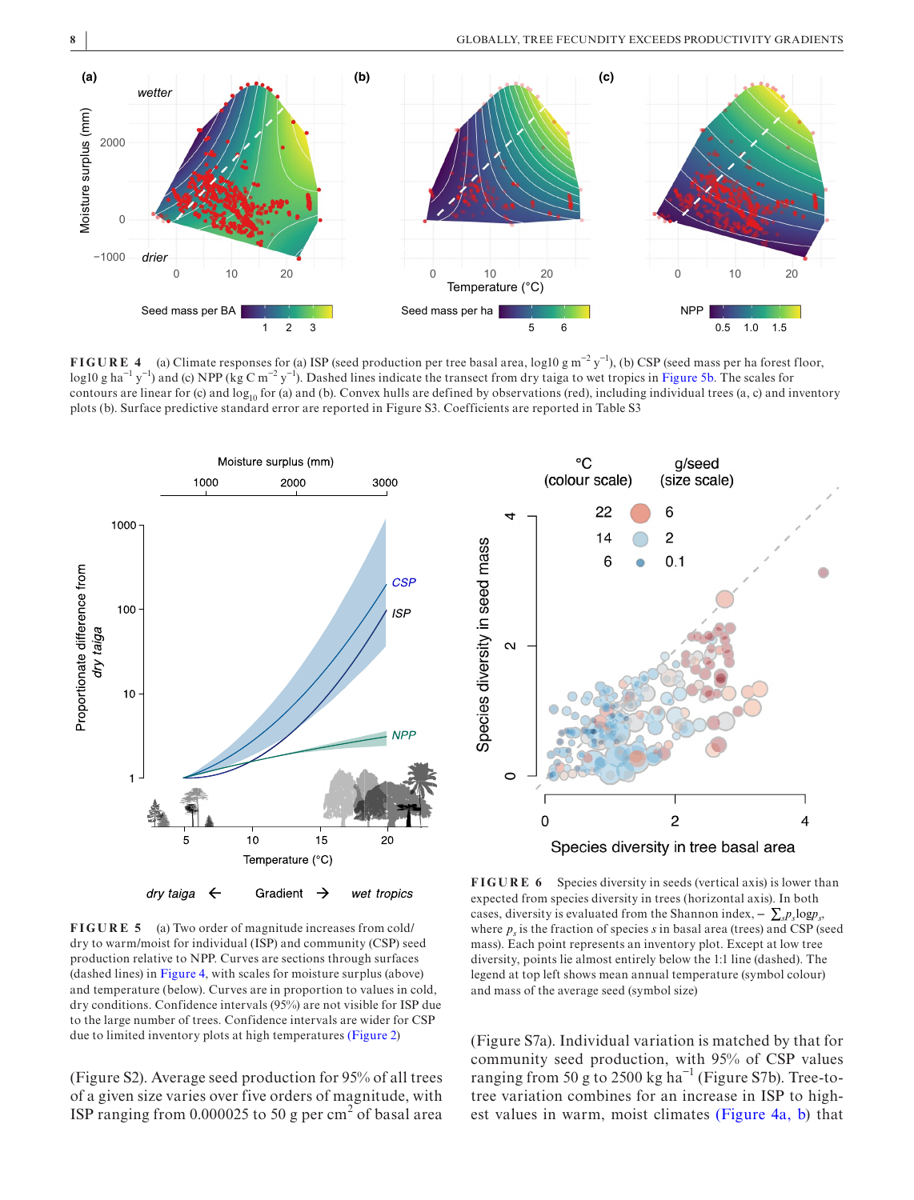**FIGURE 4** (a) Climate responses for (a) ISP (seed production per tree basal area, log10 g $m^{-2}$ $y^{-1}$), (b) CSP (seed mass per ha forest floor, log10 g $ha^{-1}$ $y^{-1}$) and (c) NPP (kg C $m^{-2}$ $y^{-1}$). Dashed lines indicate the transect from dry taiga to wet tropics in Figure 5b. The scales for contours are linear for (c) and $\log_{10}$ for (a) and (b). Convex hulls are defined by observations (red), including individual trees (a, c) and inventory plots (b). Surface predictive standard error are reported in Figure S3. Coefficients are reported in Table S3

**FIGURE 5** (a) Two order of magnitude increases from cold/dry to warm/moist for individual (ISP) and community (CSP) seed production relative to NPP. Curves are sections through surfaces (dashed lines) in Figure 4, with scales for moisture surplus (above) and temperature (below). Curves are in proportion to values in cold, dry conditions. Confidence intervals (95%) are not visible for ISP due to the large number of trees. Confidence intervals are wider for CSP due to limited inventory plots at high temperatures (Figure 2)

**FIGURE 6** Species diversity in seeds (vertical axis) is lower than expected from species diversity in trees (horizontal axis). In both cases, diversity is evaluated from the Shannon index, $-\sum_s p_s \log p_s$, where $p_s$ is the fraction of species $s$ in basal area (trees) and CSP (seed mass). Each point represents an inventory plot. Except at low tree diversity, points lie almost entirely below the 1:1 line (dashed). The legend at top left shows mean annual temperature (symbol colour) and mass of the average seed (symbol size)

(Figure S2). Average seed production for 95% of all trees of a given size varies over five orders of magnitude, with ISP ranging from 0.000025 to 50 g per $cm^2$ of basal area (Figure S7a). Individual variation is matched by that for community seed production, with 95% of CSP values ranging from 50 g to 2500 kg $ha^{-1}$ (Figure S7b). Tree-to-tree variation combines for an increase in ISP to highest values in warm, moist climates (Figure 4a, b) that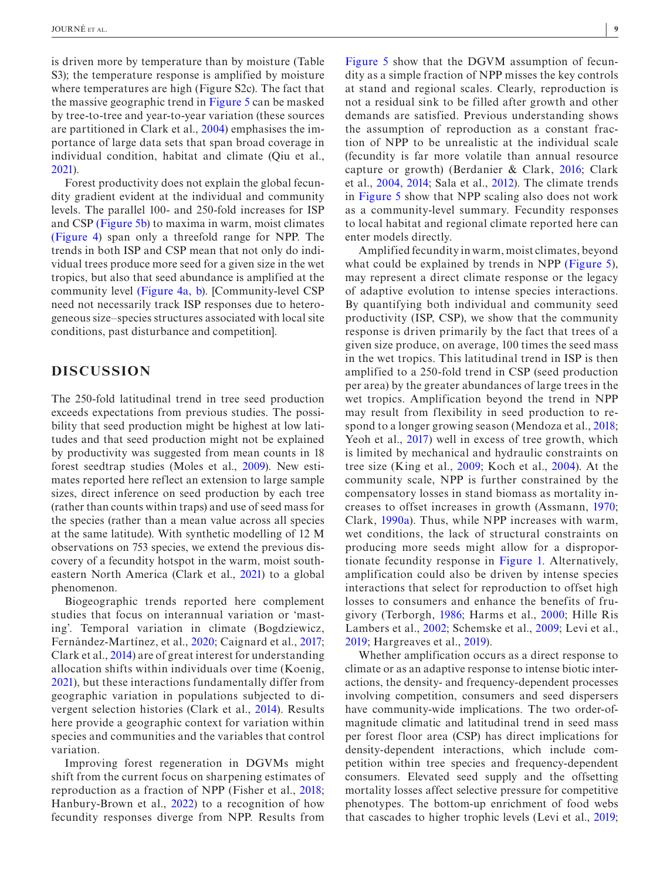is driven more by temperature than by moisture (Table S3); the temperature response is amplified by moisture where temperatures are high (Figure S2c). The fact that the massive geographic trend in Figure 5 can be masked by tree-to-tree and year-to-year variation (these sources are partitioned in Clark et al., 2004) emphasises the importance of large data sets that span broad coverage in individual condition, habitat and climate (Qiu et al., 2021).

Forest productivity does not explain the global fecundity gradient evident at the individual and community levels. The parallel 100- and 250-fold increases for ISP and CSP (Figure 5b) to maxima in warm, moist climates (Figure 4) span only a threefold range for NPP. The trends in both ISP and CSP mean that not only do individual trees produce more seed for a given size in the wet tropics, but also that seed abundance is amplified at the community level (Figure 4a, b). [Community-level CSP need not necessarily track ISP responses due to heterogeneous size–species structures associated with local site conditions, past disturbance and competition].

## DISCUSSION

The 250-fold latitudinal trend in tree seed production exceeds expectations from previous studies. The possibility that seed production might be highest at low latitudes and that seed production might not be explained by productivity was suggested from mean counts in 18 forest seedtrap studies (Moles et al., 2009). New estimates reported here reflect an extension to large sample sizes, direct inference on seed production by each tree (rather than counts within traps) and use of seed mass for the species (rather than a mean value across all species at the same latitude). With synthetic modelling of 12 M observations on 753 species, we extend the previous discovery of a fecundity hotspot in the warm, moist southeastern North America (Clark et al., 2021) to a global phenomenon.

Biogeographic trends reported here complement studies that focus on interannual variation or 'masting'. Temporal variation in climate (Bogdziewicz, Fernández-Martínez, et al., 2020; Caignard et al., 2017; Clark et al., 2014) are of great interest for understanding allocation shifts within individuals over time (Koenig, 2021), but these interactions fundamentally differ from geographic variation in populations subjected to divergent selection histories (Clark et al., 2014). Results here provide a geographic context for variation within species and communities and the variables that control variation.

Improving forest regeneration in DGVMs might shift from the current focus on sharpening estimates of reproduction as a fraction of NPP (Fisher et al., 2018; Hanbury-Brown et al., 2022) to a recognition of how fecundity responses diverge from NPP. Results from Figure 5 show that the DGVM assumption of fecundity as a simple fraction of NPP misses the key controls at stand and regional scales. Clearly, reproduction is not a residual sink to be filled after growth and other demands are satisfied. Previous understanding shows the assumption of reproduction as a constant fraction of NPP to be unrealistic at the individual scale (fecundity is far more volatile than annual resource capture or growth) (Berdanier & Clark, 2016; Clark et al., 2004, 2014; Sala et al., 2012). The climate trends in Figure 5 show that NPP scaling also does not work as a community-level summary. Fecundity responses to local habitat and regional climate reported here can enter models directly.

Amplified fecundity in warm, moist climates, beyond what could be explained by trends in NPP (Figure 5), may represent a direct climate response or the legacy of adaptive evolution to intense species interactions. By quantifying both individual and community seed productivity (ISP, CSP), we show that the community response is driven primarily by the fact that trees of a given size produce, on average, 100 times the seed mass in the wet tropics. This latitudinal trend in ISP is then amplified to a 250-fold trend in CSP (seed production per area) by the greater abundances of large trees in the wet tropics. Amplification beyond the trend in NPP may result from flexibility in seed production to respond to a longer growing season (Mendoza et al., 2018; Yeoh et al., 2017) well in excess of tree growth, which is limited by mechanical and hydraulic constraints on tree size (King et al., 2009; Koch et al., 2004). At the community scale, NPP is further constrained by the compensatory losses in stand biomass as mortality increases to offset increases in growth (Assmann, 1970; Clark, 1990a). Thus, while NPP increases with warm, wet conditions, the lack of structural constraints on producing more seeds might allow for a disproportionate fecundity response in Figure 1. Alternatively, amplification could also be driven by intense species interactions that select for reproduction to offset high losses to consumers and enhance the benefits of frugivory (Terborgh, 1986; Harms et al., 2000; Hille Ris Lambers et al., 2002; Schemske et al., 2009; Levi et al., 2019; Hargreaves et al., 2019).

Whether amplification occurs as a direct response to climate or as an adaptive response to intense biotic interactions, the density- and frequency-dependent processes involving competition, consumers and seed dispersers have community-wide implications. The two order-of-magnitude climatic and latitudinal trend in seed mass per forest floor area (CSP) has direct implications for density-dependent interactions, which include competition within tree species and frequency-dependent consumers. Elevated seed supply and the offsetting mortality losses affect selective pressure for competitive phenotypes. The bottom-up enrichment of food webs that cascades to higher trophic levels (Levi et al., 2019;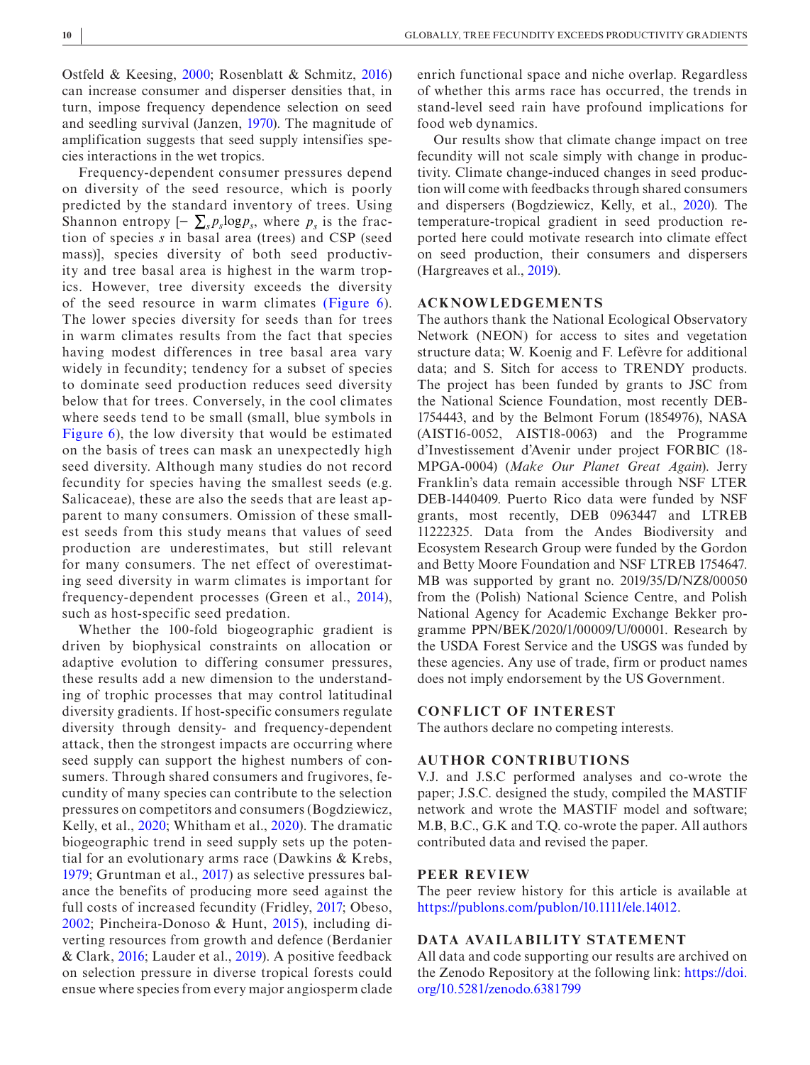Ostfeld & Keesing, 2000; Rosenblatt & Schmitz, 2016) can increase consumer and disperser densities that, in turn, impose frequency dependence selection on seed and seedling survival (Janzen, 1970). The magnitude of amplification suggests that seed supply intensifies species interactions in the wet tropics.

Frequency-dependent consumer pressures depend on diversity of the seed resource, which is poorly predicted by the standard inventory of trees. Using Shannon entropy [$-\sum_s p_s \log p_s$, where $p_s$ is the fraction of species $s$ in basal area (trees) and CSP (seed mass)], species diversity of both seed productivity and tree basal area is highest in the warm tropics. However, tree diversity exceeds the diversity of the seed resource in warm climates (Figure 6). The lower species diversity for seeds than for trees in warm climates results from the fact that species having modest differences in tree basal area vary widely in fecundity; tendency for a subset of species to dominate seed production reduces seed diversity below that for trees. Conversely, in the cool climates where seeds tend to be small (small, blue symbols in Figure 6), the low diversity that would be estimated on the basis of trees can mask an unexpectedly high seed diversity. Although many studies do not record fecundity for species having the smallest seeds (e.g. Salicaceae), these are also the seeds that are least apparent to many consumers. Omission of these smallest seeds from this study means that values of seed production are underestimates, but still relevant for many consumers. The net effect of overestimating seed diversity in warm climates is important for frequency-dependent processes (Green et al., 2014), such as host-specific seed predation.

Whether the 100-fold biogeographic gradient is driven by biophysical constraints on allocation or adaptive evolution to differing consumer pressures, these results add a new dimension to the understanding of trophic processes that may control latitudinal diversity gradients. If host-specific consumers regulate diversity through density- and frequency-dependent attack, then the strongest impacts are occurring where seed supply can support the highest numbers of consumers. Through shared consumers and frugivores, fecundity of many species can contribute to the selection pressures on competitors and consumers (Bogdziewicz, Kelly, et al., 2020; Whitham et al., 2020). The dramatic biogeographic trend in seed supply sets up the potential for an evolutionary arms race (Dawkins & Krebs, 1979; Gruntman et al., 2017) as selective pressures balance the benefits of producing more seed against the full costs of increased fecundity (Fridley, 2017; Obeso, 2002; Pincheira-Donoso & Hunt, 2015), including diverting resources from growth and defence (Berdanier & Clark, 2016; Lauder et al., 2019). A positive feedback on selection pressure in diverse tropical forests could ensue where species from every major angiosperm clade enrich functional space and niche overlap. Regardless of whether this arms race has occurred, the trends in stand-level seed rain have profound implications for food web dynamics.

Our results show that climate change impact on tree fecundity will not scale simply with change in productivity. Climate change-induced changes in seed production will come with feedbacks through shared consumers and dispersers (Bogdziewicz, Kelly, et al., 2020). The temperature-tropical gradient in seed production reported here could motivate research into climate effect on seed production, their consumers and dispersers (Hargreaves et al., 2019).

## ACKNOWLEDGEMENTS

The authors thank the National Ecological Observatory Network (NEON) for access to sites and vegetation structure data; W. Koenig and F. Lefèvre for additional data; and S. Sitch for access to TRENDY products. The project has been funded by grants to JSC from the National Science Foundation, most recently DEB-1754443, and by the Belmont Forum (1854976), NASA (AIST16-0052, AIST18-0063) and the Programme d'Investissement d'Avenir under project FORBIC (18-MPGA-0004) (*Make Our Planet Great Again*). Jerry Franklin's data remain accessible through NSF LTER DEB-1440409. Puerto Rico data were funded by NSF grants, most recently, DEB 0963447 and LTREB 11222325. Data from the Andes Biodiversity and Ecosystem Research Group were funded by the Gordon and Betty Moore Foundation and NSF LTREB 1754647. MB was supported by grant no. 2019/35/D/NZ8/00050 from the (Polish) National Science Centre, and Polish National Agency for Academic Exchange Bekker programme PPN/BEK/2020/1/00009/U/00001. Research by the USDA Forest Service and the USGS was funded by these agencies. Any use of trade, firm or product names does not imply endorsement by the US Government.

## CONFLICT OF INTEREST

The authors declare no competing interests.

## AUTHOR CONTRIBUTIONS

V.J. and J.S.C performed analyses and co-wrote the paper; J.S.C. designed the study, compiled the MASTIF network and wrote the MASTIF model and software; M.B, B.C., G.K and T.Q. co-wrote the paper. All authors contributed data and revised the paper.

## PEER REVIEW

The peer review history for this article is available at https://publons.com/publon/10.1111/ele.14012.

## DATA AVAILABILITY STATEMENT

All data and code supporting our results are archived on the Zenodo Repository at the following link: https://doi.org/10.5281/zenodo.6381799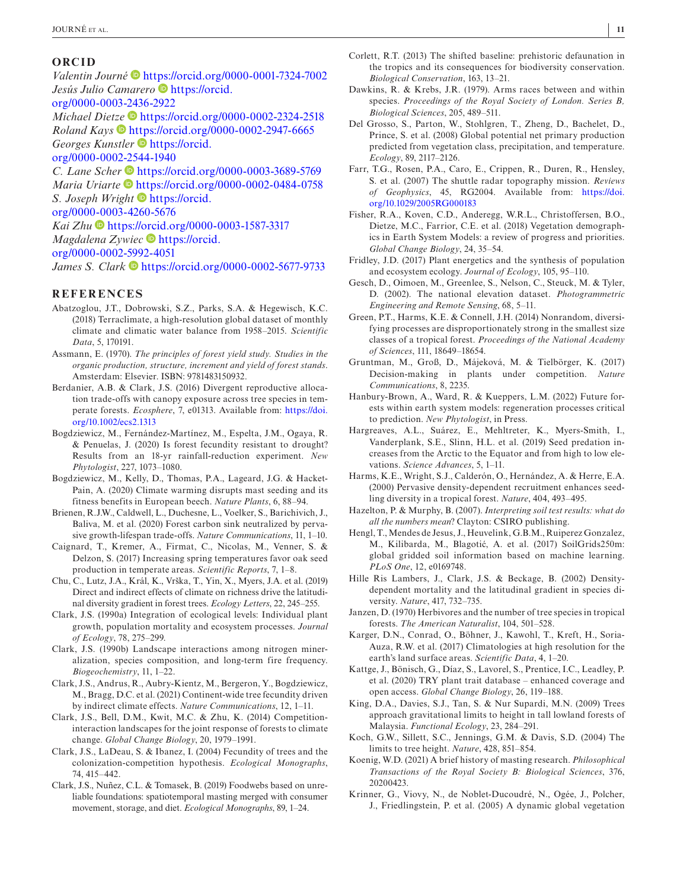## ORCID

*Valentin Journé* https://orcid.org/0000-0001-7324-7002
*Jesús Julio Camarero* https://orcid.org/0000-0003-2436-2922
*Michael Dietze* https://orcid.org/0000-0002-2324-2518
*Roland Kays* https://orcid.org/0000-0002-2947-6665
*Georges Kunstler* https://orcid.org/0000-0002-2544-1940
*C. Lane Scher* https://orcid.org/0000-0003-3689-5769
*Maria Uriarte* https://orcid.org/0000-0002-0484-0758
*S. Joseph Wright* https://orcid.org/0000-0003-4260-5676
*Kai Zhu* https://orcid.org/0000-0003-1587-3317
*Magdalena Zywiec* https://orcid.org/0000-0002-5992-4051
*James S. Clark* https://orcid.org/0000-0002-5677-9733

## REFERENCES

Abatzoglou, J.T., Dobrowski, S.Z., Parks, S.A. & Hegewisch, K.C. (2018) Terraclimate, a high-resolution global dataset of monthly climate and climatic water balance from 1958–2015. *Scientific Data*, 5, 170191.

Assmann, E. (1970). *The principles of forest yield study. Studies in the organic production, structure, increment and yield of forest stands*. Amsterdam: Elsevier. ISBN: 9781483150932.

Berdanier, A.B. & Clark, J.S. (2016) Divergent reproductive allocation trade-offs with canopy exposure across tree species in temperate forests. *Ecosphere*, 7, e01313. Available from: https://doi.org/10.1002/ecs2.1313

Bogdziewicz, M., Fernández-Martínez, M., Espelta, J.M., Ogaya, R. & Penuelas, J. (2020) Is forest fecundity resistant to drought? Results from an 18-yr rainfall-reduction experiment. *New Phytologist*, 227, 1073–1080.

Bogdziewicz, M., Kelly, D., Thomas, P.A., Lageard, J.G. & Hacket-Pain, A. (2020) Climate warming disrupts mast seeding and its fitness benefits in European beech. *Nature Plants*, 6, 88–94.

Brienen, R.J.W., Caldwell, L., Duchesne, L., Voelker, S., Barichivich, J., Baliva, M. et al. (2020) Forest carbon sink neutralized by pervasive growth-lifespan trade-offs. *Nature Communications*, 11, 1–10.

Caignard, T., Kremer, A., Firmat, C., Nicolas, M., Venner, S. & Delzon, S. (2017) Increasing spring temperatures favor oak seed production in temperate areas. *Scientific Reports*, 7, 1–8.

Chu, C., Lutz, J.A., Král, K., Vrška, T., Yin, X., Myers, J.A. et al. (2019) Direct and indirect effects of climate on richness drive the latitudinal diversity gradient in forest trees. *Ecology Letters*, 22, 245–255.

Clark, J.S. (1990a) Integration of ecological levels: Individual plant growth, population mortality and ecosystem processes. *Journal of Ecology*, 78, 275–299.

Clark, J.S. (1990b) Landscape interactions among nitrogen mineralization, species composition, and long-term fire frequency. *Biogeochemistry*, 11, 1–22.

Clark, J.S., Andrus, R., Aubry-Kientz, M., Bergeron, Y., Bogdziewicz, M., Bragg, D.C. et al. (2021) Continent-wide tree fecundity driven by indirect climate effects. *Nature Communications*, 12, 1–11.

Clark, J.S., Bell, D.M., Kwit, M.C. & Zhu, K. (2014) Competition-interaction landscapes for the joint response of forests to climate change. *Global Change Biology*, 20, 1979–1991.

Clark, J.S., LaDeau, S. & Ibanez, I. (2004) Fecundity of trees and the colonization-competition hypothesis. *Ecological Monographs*, 74, 415–442.

Clark, J.S., Nuñez, C.L. & Tomasek, B. (2019) Foodwebs based on unreliable foundations: spatiotemporal masting merged with consumer movement, storage, and diet. *Ecological Monographs*, 89, 1–24.

Corlett, R.T. (2013) The shifted baseline: prehistoric defaunation in the tropics and its consequences for biodiversity conservation. *Biological Conservation*, 163, 13–21.

Dawkins, R. & Krebs, J.R. (1979). Arms races between and within species. *Proceedings of the Royal Society of London. Series B, Biological Sciences*, 205, 489–511.

Del Grosso, S., Parton, W., Stohlgren, T., Zheng, D., Bachelet, D., Prince, S. et al. (2008) Global potential net primary production predicted from vegetation class, precipitation, and temperature. *Ecology*, 89, 2117–2126.

Farr, T.G., Rosen, P.A., Caro, E., Crippen, R., Duren, R., Hensley, S. et al. (2007) The shuttle radar topography mission. *Reviews of Geophysics*, 45, RG2004. Available from: https://doi.org/10.1029/2005RG000183

Fisher, R.A., Koven, C.D., Anderegg, W.R.L., Christoffersen, B.O., Dietze, M.C., Farrior, C.E. et al. (2018) Vegetation demographics in Earth System Models: a review of progress and priorities. *Global Change Biology*, 24, 35–54.

Fridley, J.D. (2017) Plant energetics and the synthesis of population and ecosystem ecology. *Journal of Ecology*, 105, 95–110.

Gesch, D., Oimoen, M., Greenlee, S., Nelson, C., Steuck, M. & Tyler, D. (2002). The national elevation dataset. *Photogrammetric Engineering and Remote Sensing*, 68, 5–11.

Green, P.T., Harms, K.E. & Connell, J.H. (2014) Nonrandom, diversifying processes are disproportionately strong in the smallest size classes of a tropical forest. *Proceedings of the National Academy of Sciences*, 111, 18649–18654.

Gruntman, M., Groß, D., Májeková, M. & Tielbörger, K. (2017) Decision-making in plants under competition. *Nature Communications*, 8, 2235.

Hanbury-Brown, A., Ward, R. & Kueppers, L.M. (2022) Future forests within earth system models: regeneration processes critical to prediction. *New Phytologist*, in Press.

Hargreaves, A.L., Suárez, E., Mehltreter, K., Myers-Smith, I., Vanderplank, S.E., Slinn, H.L. et al. (2019) Seed predation increases from the Arctic to the Equator and from high to low elevations. *Science Advances*, 5, 1–11.

Harms, K.E., Wright, S.J., Calderón, O., Hernández, A. & Herre, E.A. (2000) Pervasive density-dependent recruitment enhances seedling diversity in a tropical forest. *Nature*, 404, 493–495.

Hazelton, P. & Murphy, B. (2007). *Interpreting soil test results: what do all the numbers mean*? Clayton: CSIRO publishing.

Hengl, T., Mendes de Jesus, J., Heuvelink, G.B.M., Ruiperez Gonzalez, M., Kilibarda, M., Blagotić, A. et al. (2017) SoilGrids250m: global gridded soil information based on machine learning. *PLoS One*, 12, e0169748.

Hille Ris Lambers, J., Clark, J.S. & Beckage, B. (2002) Density-dependent mortality and the latitudinal gradient in species diversity. *Nature*, 417, 732–735.

Janzen, D. (1970) Herbivores and the number of tree species in tropical forests. *The American Naturalist*, 104, 501–528.

Karger, D.N., Conrad, O., Böhner, J., Kawohl, T., Kreft, H., Soria-Auza, R.W. et al. (2017) Climatologies at high resolution for the earth's land surface areas. *Scientific Data*, 4, 1–20.

Kattge, J., Bönisch, G., Díaz, S., Lavorel, S., Prentice, I.C., Leadley, P. et al. (2020) TRY plant trait database – enhanced coverage and open access. *Global Change Biology*, 26, 119–188.

King, D.A., Davies, S.J., Tan, S. & Nur Supardi, M.N. (2009) Trees approach gravitational limits to height in tall lowland forests of Malaysia. *Functional Ecology*, 23, 284–291.

Koch, G.W., Sillett, S.C., Jennings, G.M. & Davis, S.D. (2004) The limits to tree height. *Nature*, 428, 851–854.

Koenig, W.D. (2021) A brief history of masting research. *Philosophical Transactions of the Royal Society B: Biological Sciences*, 376, 20200423.

Krinner, G., Viovy, N., de Noblet-Ducoudré, N., Ogée, J., Polcher, J., Friedlingstein, P. et al. (2005) A dynamic global vegetation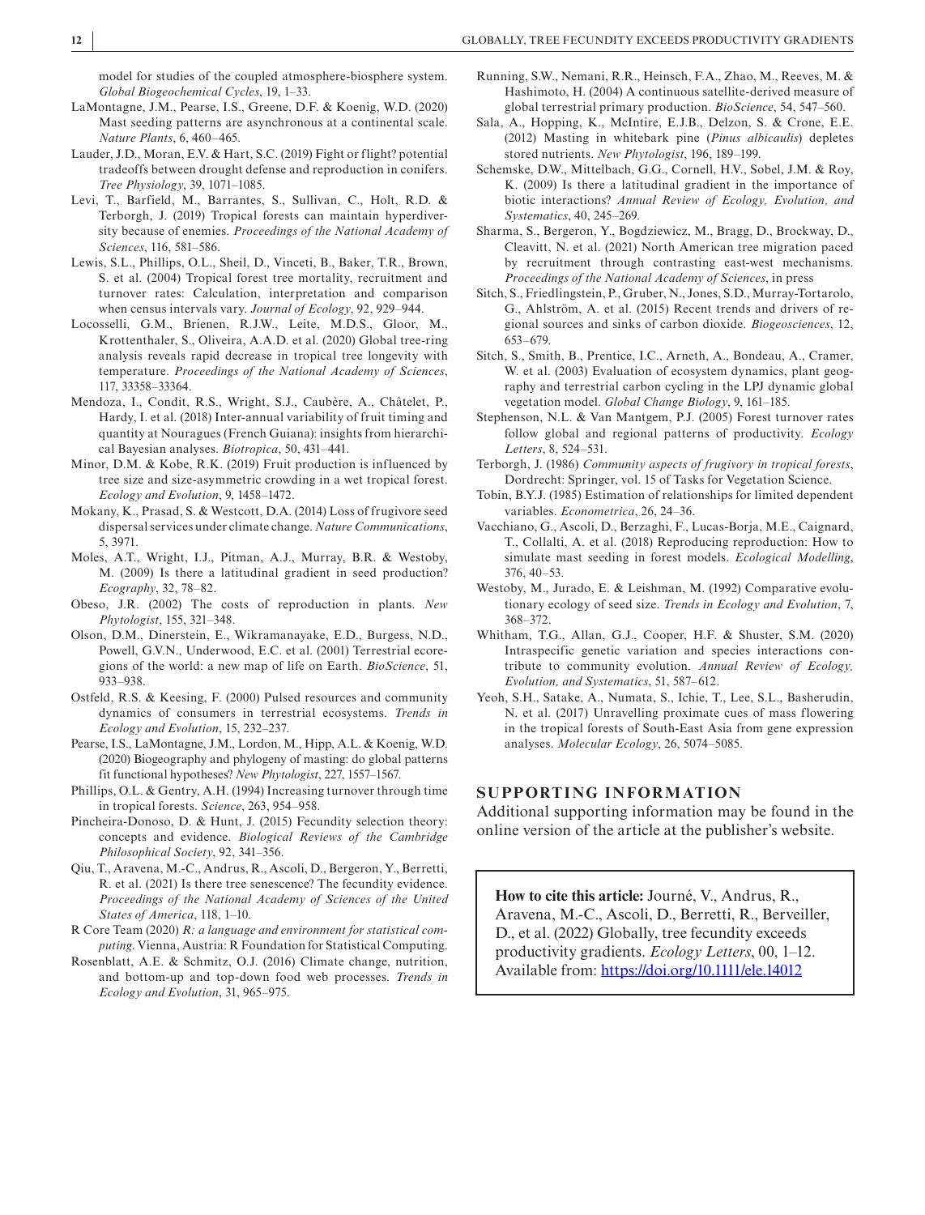model for studies of the coupled atmosphere-biosphere system. *Global Biogeochemical Cycles*, 19, 1–33.

LaMontagne, J.M., Pearse, I.S., Greene, D.F. & Koenig, W.D. (2020) Mast seeding patterns are asynchronous at a continental scale. *Nature Plants*, 6, 460–465.

Lauder, J.D., Moran, E.V. & Hart, S.C. (2019) Fight or flight? potential tradeoffs between drought defense and reproduction in conifers. *Tree Physiology*, 39, 1071–1085.

Levi, T., Barfield, M., Barrantes, S., Sullivan, C., Holt, R.D. & Terborgh, J. (2019) Tropical forests can maintain hyperdiversity because of enemies. *Proceedings of the National Academy of Sciences*, 116, 581–586.

Lewis, S.L., Phillips, O.L., Sheil, D., Vinceti, B., Baker, T.R., Brown, S. et al. (2004) Tropical forest tree mortality, recruitment and turnover rates: Calculation, interpretation and comparison when census intervals vary. *Journal of Ecology*, 92, 929–944.

Locosselli, G.M., Brienen, R.J.W., Leite, M.D.S., Gloor, M., Krottenthaler, S., Oliveira, A.A.D. et al. (2020) Global tree-ring analysis reveals rapid decrease in tropical tree longevity with temperature. *Proceedings of the National Academy of Sciences*, 117, 33358–33364.

Mendoza, I., Condit, R.S., Wright, S.J., Caubère, A., Châtelet, P., Hardy, I. et al. (2018) Inter-annual variability of fruit timing and quantity at Nouragues (French Guiana): insights from hierarchical Bayesian analyses. *Biotropica*, 50, 431–441.

Minor, D.M. & Kobe, R.K. (2019) Fruit production is influenced by tree size and size-asymmetric crowding in a wet tropical forest. *Ecology and Evolution*, 9, 1458–1472.

Mokany, K., Prasad, S. & Westcott, D.A. (2014) Loss of frugivore seed dispersal services under climate change. *Nature Communications*, 5, 3971.

Moles, A.T., Wright, I.J., Pitman, A.J., Murray, B.R. & Westoby, M. (2009) Is there a latitudinal gradient in seed production? *Ecography*, 32, 78–82.

Obeso, J.R. (2002) The costs of reproduction in plants. *New Phytologist*, 155, 321–348.

Olson, D.M., Dinerstein, E., Wikramanayake, E.D., Burgess, N.D., Powell, G.V.N., Underwood, E.C. et al. (2001) Terrestrial ecoregions of the world: a new map of life on Earth. *BioScience*, 51, 933–938.

Ostfeld, R.S. & Keesing, F. (2000) Pulsed resources and community dynamics of consumers in terrestrial ecosystems. *Trends in Ecology and Evolution*, 15, 232–237.

Pearse, I.S., LaMontagne, J.M., Lordon, M., Hipp, A.L. & Koenig, W.D. (2020) Biogeography and phylogeny of masting: do global patterns fit functional hypotheses? *New Phytologist*, 227, 1557–1567.

Phillips, O.L. & Gentry, A.H. (1994) Increasing turnover through time in tropical forests. *Science*, 263, 954–958.

Pincheira-Donoso, D. & Hunt, J. (2015) Fecundity selection theory: concepts and evidence. *Biological Reviews of the Cambridge Philosophical Society*, 92, 341–356.

Qiu, T., Aravena, M.-C., Andrus, R., Ascoli, D., Bergeron, Y., Berretti, R. et al. (2021) Is there tree senescence? The fecundity evidence. *Proceedings of the National Academy of Sciences of the United States of America*, 118, 1–10.

R Core Team (2020) *R: a language and environment for statistical computing*. Vienna, Austria: R Foundation for Statistical Computing.

Rosenblatt, A.E. & Schmitz, O.J. (2016) Climate change, nutrition, and bottom-up and top-down food web processes. *Trends in Ecology and Evolution*, 31, 965–975.

Running, S.W., Nemani, R.R., Heinsch, F.A., Zhao, M., Reeves, M. & Hashimoto, H. (2004) A continuous satellite-derived measure of global terrestrial primary production. *BioScience*, 54, 547–560.

Sala, A., Hopping, K., McIntire, E.J.B., Delzon, S. & Crone, E.E. (2012) Masting in whitebark pine (*Pinus albicaulis*) depletes stored nutrients. *New Phytologist*, 196, 189–199.

Schemske, D.W., Mittelbach, G.G., Cornell, H.V., Sobel, J.M. & Roy, K. (2009) Is there a latitudinal gradient in the importance of biotic interactions? *Annual Review of Ecology, Evolution, and Systematics*, 40, 245–269.

Sharma, S., Bergeron, Y., Bogdziewicz, M., Bragg, D., Brockway, D., Cleavitt, N. et al. (2021) North American tree migration paced by recruitment through contrasting east-west mechanisms. *Proceedings of the National Academy of Sciences*, in press

Sitch, S., Friedlingstein, P., Gruber, N., Jones, S.D., Murray-Tortarolo, G., Ahlström, A. et al. (2015) Recent trends and drivers of regional sources and sinks of carbon dioxide. *Biogeosciences*, 12, 653–679.

Sitch, S., Smith, B., Prentice, I.C., Arneth, A., Bondeau, A., Cramer, W. et al. (2003) Evaluation of ecosystem dynamics, plant geography and terrestrial carbon cycling in the LPJ dynamic global vegetation model. *Global Change Biology*, 9, 161–185.

Stephenson, N.L. & Van Mantgem, P.J. (2005) Forest turnover rates follow global and regional patterns of productivity. *Ecology Letters*, 8, 524–531.

Terborgh, J. (1986) *Community aspects of frugivory in tropical forests*, Dordrecht: Springer, vol. 15 of Tasks for Vegetation Science.

Tobin, B.Y.J. (1985) Estimation of relationships for limited dependent variables. *Econometrica*, 26, 24–36.

Vacchiano, G., Ascoli, D., Berzaghi, F., Lucas-Borja, M.E., Caignard, T., Collalti, A. et al. (2018) Reproducing reproduction: How to simulate mast seeding in forest models. *Ecological Modelling*, 376, 40–53.

Westoby, M., Jurado, E. & Leishman, M. (1992) Comparative evolutionary ecology of seed size. *Trends in Ecology and Evolution*, 7, 368–372.

Whitham, T.G., Allan, G.J., Cooper, H.F. & Shuster, S.M. (2020) Intraspecific genetic variation and species interactions contribute to community evolution. *Annual Review of Ecology, Evolution, and Systematics*, 51, 587–612.

Yeoh, S.H., Satake, A., Numata, S., Ichie, T., Lee, S.L., Basherudin, N. et al. (2017) Unravelling proximate cues of mass flowering in the tropical forests of South-East Asia from gene expression analyses. *Molecular Ecology*, 26, 5074–5085.

## SUPPORTING INFORMATION

Additional supporting information may be found in the online version of the article at the publisher's website.

**How to cite this article:** Journé, V., Andrus, R., Aravena, M.-C., Ascoli, D., Berretti, R., Berveiller, D., et al. (2022) Globally, tree fecundity exceeds productivity gradients. *Ecology Letters*, 00, 1–12. Available from: https://doi.org/10.1111/ele.14012